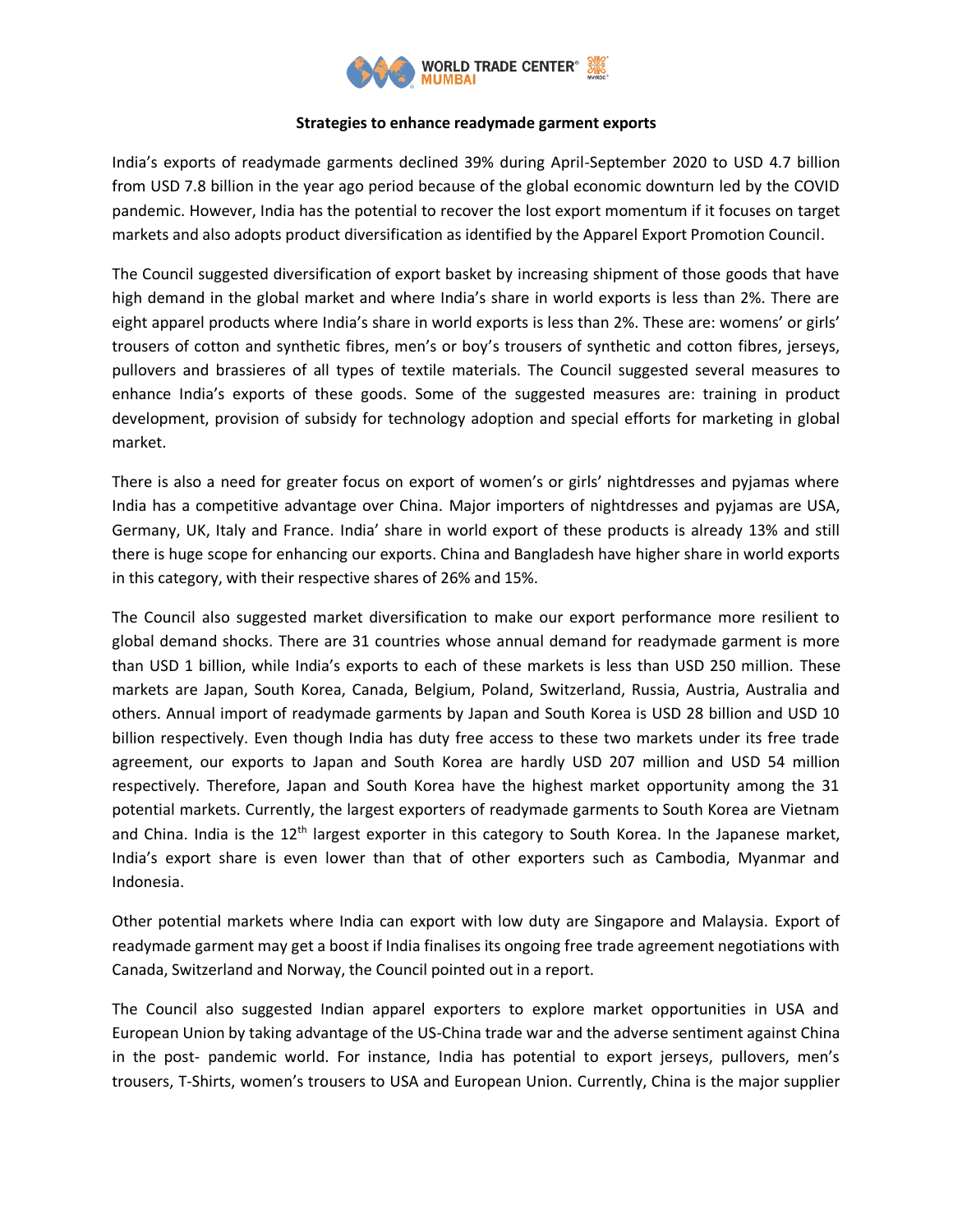## Strategies to enhance readymade garment exports

India's exports of readymade garments declined 39% during April-September 2020 to USD 4.7 billion from USD 7.8 billion in the year ago period because of the global economic downturn led by the COVID pandemic. However, India has the potential to recover the lost export momentum if it focuses on target markets and also adopts product diversification as identified by the Apparel Export Promotion Council.

The Council suggested diversification of export basket by increasing shipment of those goods that have high demand in the global market and where India's share in world exports is less than 2%. There are eight apparel products where India's share in world exports is less than 2%. These are: womens' or girls' trousers of cotton and synthetic fibres, men's or boy's trousers of synthetic and cotton fibres, jerseys, pullovers and brassieres of all types of textile materials. The Council suggested several measures to enhance India's exports of these goods. Some of the suggested measures are: training in product development, provision of subsidy for technology adoption and special efforts for marketing in global market.

There is also a need for greater focus on export of women's or girls' nightdresses and pyjamas where India has a competitive advantage over China. Major importers of nightdresses and pyjamas are USA, Germany, UK, Italy and France. India' share in world export of these products is already 13% and still there is huge scope for enhancing our exports. China and Bangladesh have higher share in world exports in this category, with their respective shares of 26% and 15%.

The Council also suggested market diversification to make our export performance more resilient to global demand shocks. There are 31 countries whose annual demand for readymade garment is more than USD 1 billion, while India's exports to each of these markets is less than USD 250 million. These markets are Japan, South Korea, Canada, Belgium, Poland, Switzerland, Russia, Austria, Australia and others. Annual import of readymade garments by Japan and South Korea is USD 28 billion and USD 10 billion respectively. Even though India has duty free access to these two markets under its free trade agreement, our exports to Japan and South Korea are hardly USD 207 million and USD 54 million respectively. Therefore, Japan and South Korea have the highest market opportunity among the 31 potential markets. Currently, the largest exporters of readymade garments to South Korea are Vietnam and China. India is the 12th largest exporter in this category to South Korea. In the Japanese market, India's export share is even lower than that of other exporters such as Cambodia, Myanmar and Indonesia.

Other potential markets where India can export with low duty are Singapore and Malaysia. Export of readymade garment may get a boost if India finalises its ongoing free trade agreement negotiations with Canada, Switzerland and Norway, the Council pointed out in a report.

The Council also suggested Indian apparel exporters to explore market opportunities in USA and European Union by taking advantage of the US-China trade war and the adverse sentiment against China in the post- pandemic world. For instance, India has potential to export jerseys, pullovers, men's trousers, T-Shirts, women's trousers to USA and European Union. Currently, China is the major supplier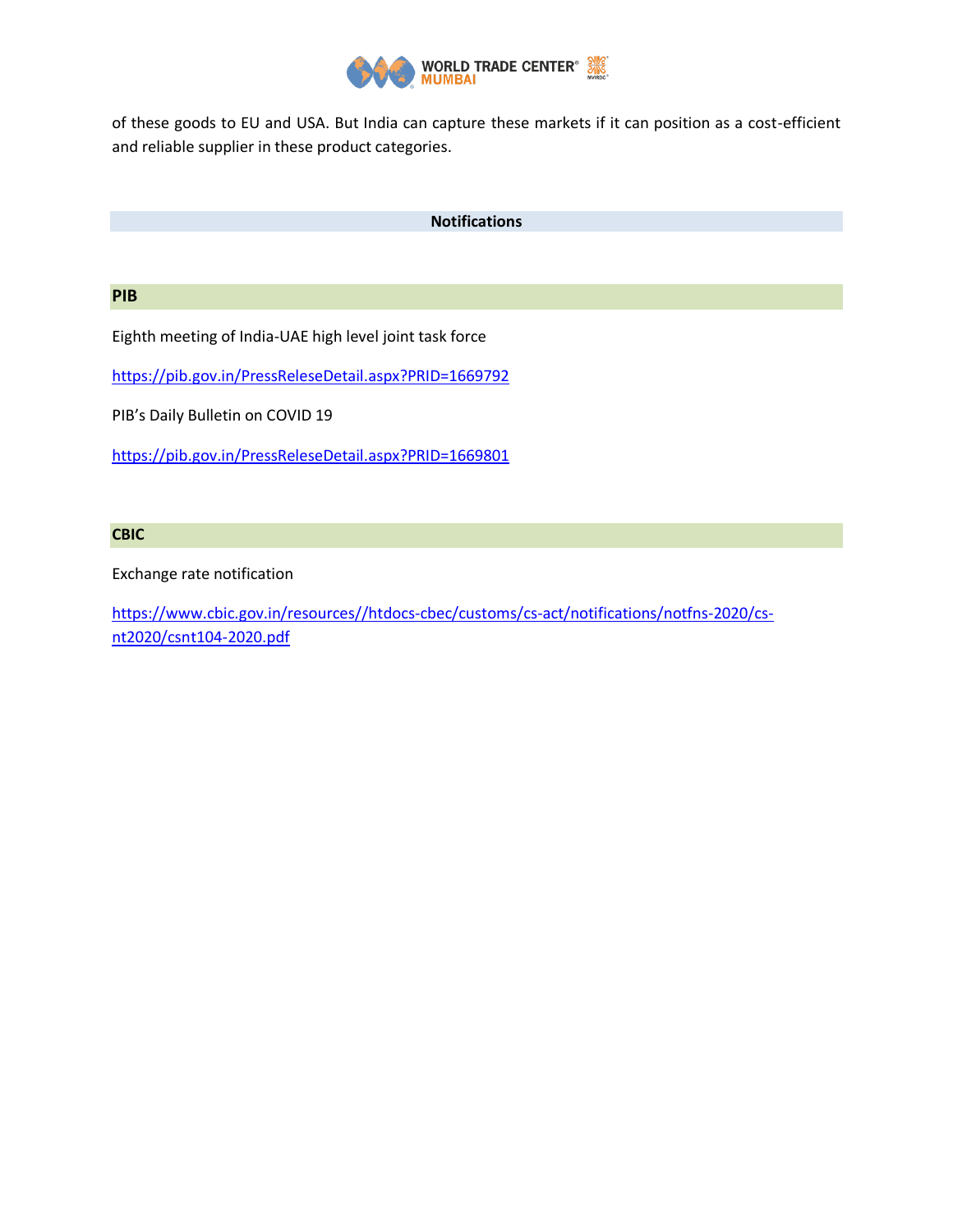of these goods to EU and USA. But India can capture these markets if it can position as a cost-efficient and reliable supplier in these product categories.

## Notifications

### PIB

Eighth meeting of India-UAE high level joint task force

https://pib.gov.in/PressReleseDetail.aspx?PRID=1669792

PIB's Daily Bulletin on COVID 19

https://pib.gov.in/PressReleseDetail.aspx?PRID=1669801

### CBIC

Exchange rate notification

https://www.cbic.gov.in/resources//htdocs-cbec/customs/cs-act/notifications/notfns-2020/cs-nt2020/csnt104-2020.pdf